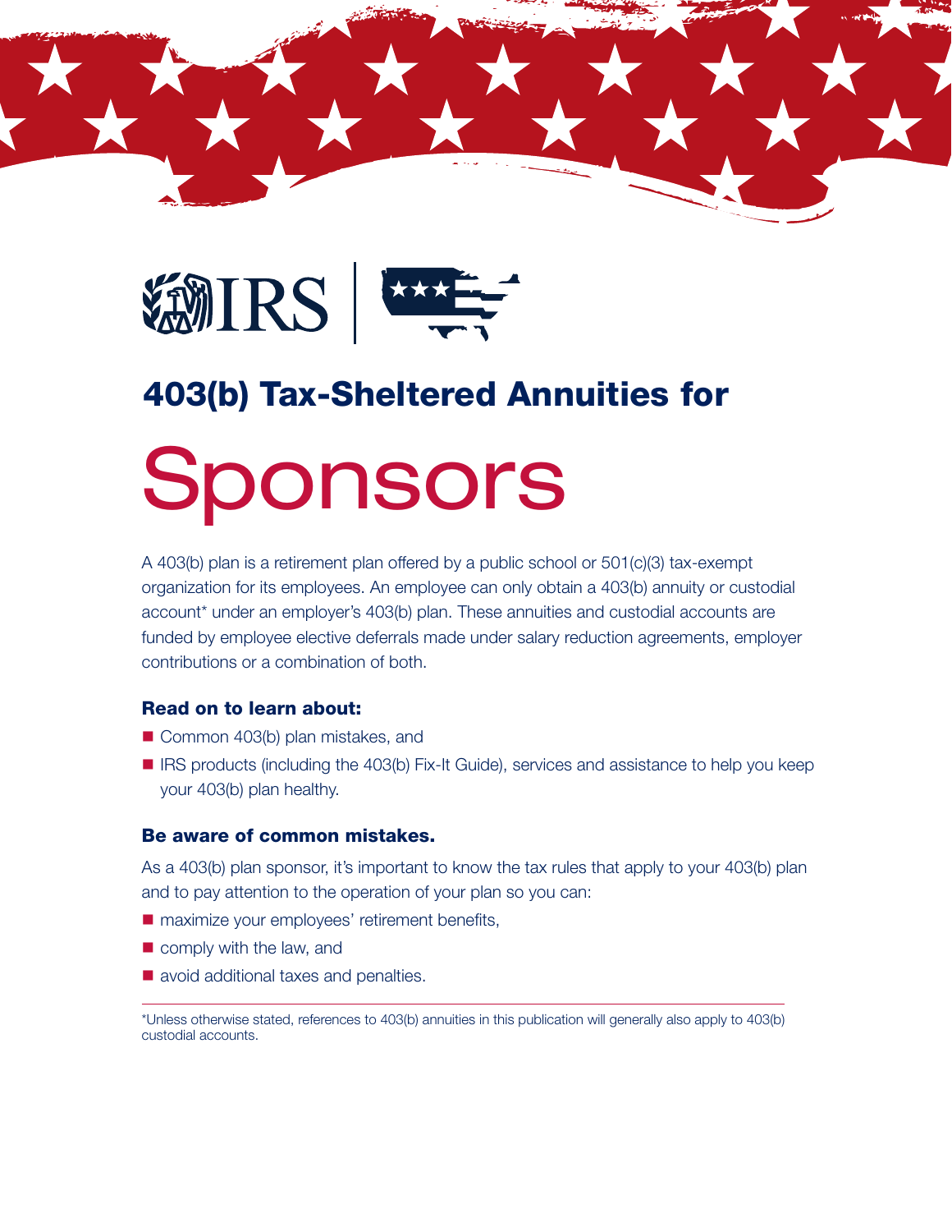# 403(b) Tax-Sheltered Annuities for Sponsors

A 403(b) plan is a retirement plan offered by a public school or 501(c)(3) tax-exempt organization for its employees. An employee can only obtain a 403(b) annuity or custodial account* under an employer's 403(b) plan. These annuities and custodial accounts are funded by employee elective deferrals made under salary reduction agreements, employer contributions or a combination of both.

### Read on to learn about:

- Common 403(b) plan mistakes, and
- IRS products (including the 403(b) Fix-It Guide), services and assistance to help you keep your 403(b) plan healthy.

### Be aware of common mistakes.

As a 403(b) plan sponsor, it's important to know the tax rules that apply to your 403(b) plan and to pay attention to the operation of your plan so you can:

- maximize your employees' retirement benefits,
- comply with the law, and
- avoid additional taxes and penalties.

---

*Unless otherwise stated, references to 403(b) annuities in this publication will generally also apply to 403(b) custodial accounts.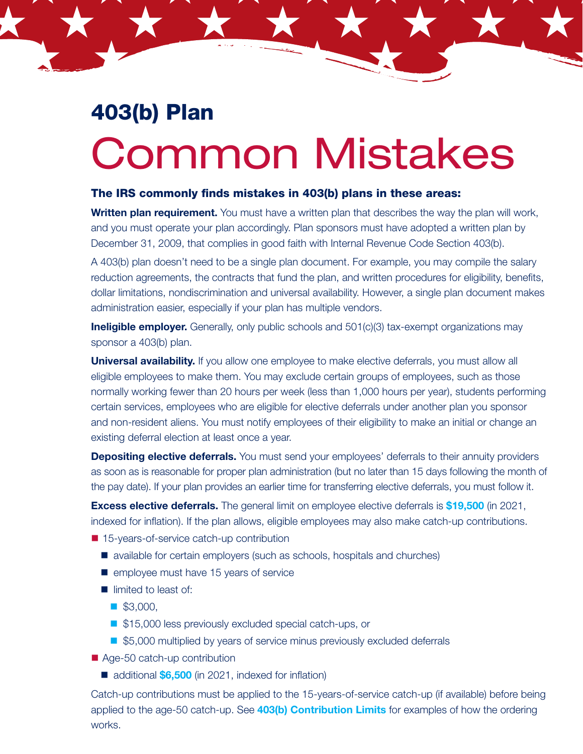# 403(b) Plan

# Common Mistakes

**The IRS commonly finds mistakes in 403(b) plans in these areas:**

**Written plan requirement.** You must have a written plan that describes the way the plan will work, and you must operate your plan accordingly. Plan sponsors must have adopted a written plan by December 31, 2009, that complies in good faith with Internal Revenue Code Section 403(b).

A 403(b) plan doesn't need to be a single plan document. For example, you may compile the salary reduction agreements, the contracts that fund the plan, and written procedures for eligibility, benefits, dollar limitations, nondiscrimination and universal availability. However, a single plan document makes administration easier, especially if your plan has multiple vendors.

**Ineligible employer.** Generally, only public schools and 501(c)(3) tax-exempt organizations may sponsor a 403(b) plan.

**Universal availability.** If you allow one employee to make elective deferrals, you must allow all eligible employees to make them. You may exclude certain groups of employees, such as those normally working fewer than 20 hours per week (less than 1,000 hours per year), students performing certain services, employees who are eligible for elective deferrals under another plan you sponsor and non-resident aliens. You must notify employees of their eligibility to make an initial or change an existing deferral election at least once a year.

**Depositing elective deferrals.** You must send your employees' deferrals to their annuity providers as soon as is reasonable for proper plan administration (but no later than 15 days following the month of the pay date). If your plan provides an earlier time for transferring elective deferrals, you must follow it.

**Excess elective deferrals.** The general limit on employee elective deferrals is **$19,500** (in 2021, indexed for inflation). If the plan allows, eligible employees may also make catch-up contributions.

- 15-years-of-service catch-up contribution
  - available for certain employers (such as schools, hospitals and churches)
  - employee must have 15 years of service
  - limited to least of:
    - $3,000,
    - $15,000 less previously excluded special catch-ups, or
    - $5,000 multiplied by years of service minus previously excluded deferrals
- Age-50 catch-up contribution
  - additional **$6,500** (in 2021, indexed for inflation)

Catch-up contributions must be applied to the 15-years-of-service catch-up (if available) before being applied to the age-50 catch-up. See **403(b) Contribution Limits** for examples of how the ordering works.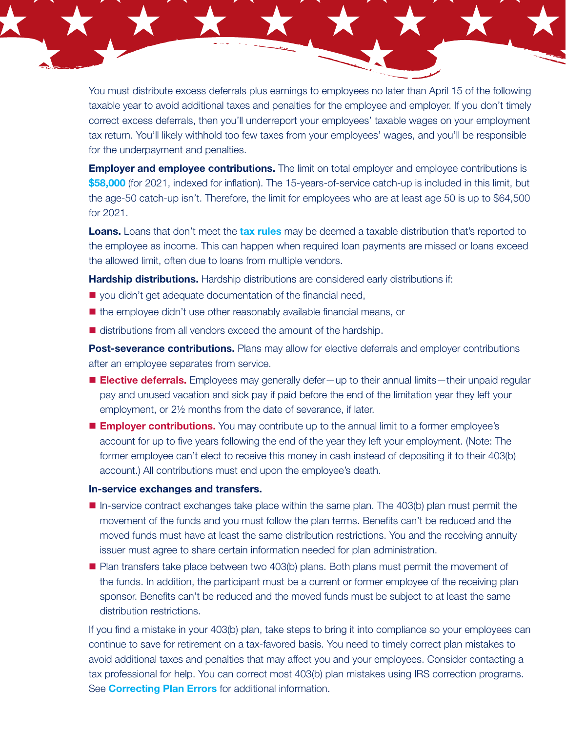You must distribute excess deferrals plus earnings to employees no later than April 15 of the following taxable year to avoid additional taxes and penalties for the employee and employer. If you don't timely correct excess deferrals, then you'll underreport your employees' taxable wages on your employment tax return. You'll likely withhold too few taxes from your employees' wages, and you'll be responsible for the underpayment and penalties.

**Employer and employee contributions.** The limit on total employer and employee contributions is **$58,000** (for 2021, indexed for inflation). The 15-years-of-service catch-up is included in this limit, but the age-50 catch-up isn't. Therefore, the limit for employees who are at least age 50 is up to $64,500 for 2021.

**Loans.** Loans that don't meet the **tax rules** may be deemed a taxable distribution that's reported to the employee as income. This can happen when required loan payments are missed or loans exceed the allowed limit, often due to loans from multiple vendors.

**Hardship distributions.** Hardship distributions are considered early distributions if:

- you didn't get adequate documentation of the financial need,
- the employee didn't use other reasonably available financial means, or
- distributions from all vendors exceed the amount of the hardship.

**Post-severance contributions.** Plans may allow for elective deferrals and employer contributions after an employee separates from service.

- **Elective deferrals.** Employees may generally defer—up to their annual limits—their unpaid regular pay and unused vacation and sick pay if paid before the end of the limitation year they left your employment, or 2½ months from the date of severance, if later.
- **Employer contributions.** You may contribute up to the annual limit to a former employee's account for up to five years following the end of the year they left your employment. (Note: The former employee can't elect to receive this money in cash instead of depositing it to their 403(b) account.) All contributions must end upon the employee's death.

**In-service exchanges and transfers.**

- In-service contract exchanges take place within the same plan. The 403(b) plan must permit the movement of the funds and you must follow the plan terms. Benefits can't be reduced and the moved funds must have at least the same distribution restrictions. You and the receiving annuity issuer must agree to share certain information needed for plan administration.
- Plan transfers take place between two 403(b) plans. Both plans must permit the movement of the funds. In addition, the participant must be a current or former employee of the receiving plan sponsor. Benefits can't be reduced and the moved funds must be subject to at least the same distribution restrictions.

If you find a mistake in your 403(b) plan, take steps to bring it into compliance so your employees can continue to save for retirement on a tax-favored basis. You need to timely correct plan mistakes to avoid additional taxes and penalties that may affect you and your employees. Consider contacting a tax professional for help. You can correct most 403(b) plan mistakes using IRS correction programs. See **Correcting Plan Errors** for additional information.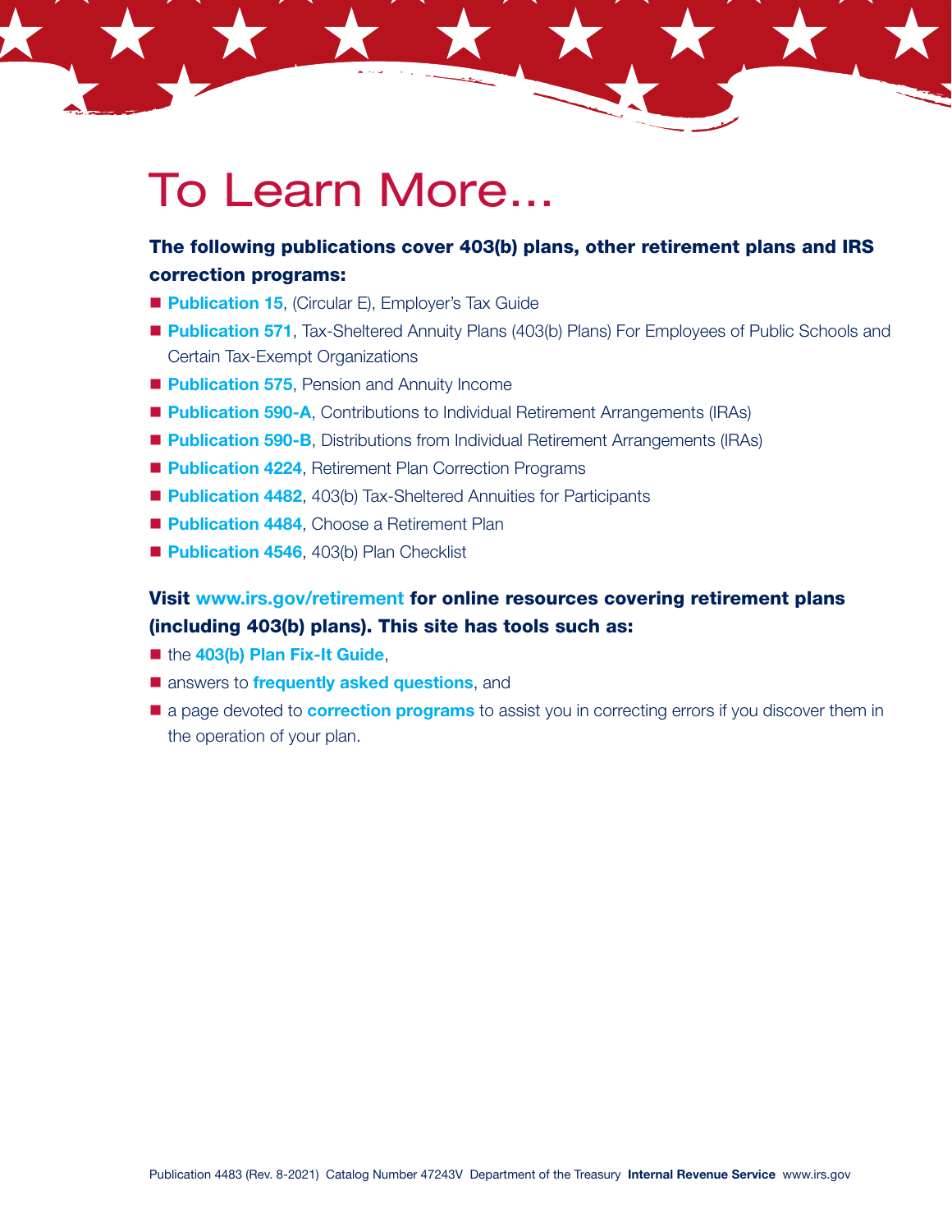# To Learn More...

**The following publications cover 403(b) plans, other retirement plans and IRS correction programs:**

- **Publication 15**, (Circular E), Employer's Tax Guide
- **Publication 571**, Tax-Sheltered Annuity Plans (403(b) Plans) For Employees of Public Schools and Certain Tax-Exempt Organizations
- **Publication 575**, Pension and Annuity Income
- **Publication 590-A**, Contributions to Individual Retirement Arrangements (IRAs)
- **Publication 590-B**, Distributions from Individual Retirement Arrangements (IRAs)
- **Publication 4224**, Retirement Plan Correction Programs
- **Publication 4482**, 403(b) Tax-Sheltered Annuities for Participants
- **Publication 4484**, Choose a Retirement Plan
- **Publication 4546**, 403(b) Plan Checklist

**Visit www.irs.gov/retirement for online resources covering retirement plans (including 403(b) plans). This site has tools such as:**

- the **403(b) Plan Fix-It Guide**,
- answers to **frequently asked questions**, and
- a page devoted to **correction programs** to assist you in correcting errors if you discover them in the operation of your plan.

Publication 4483 (Rev. 8-2021) Catalog Number 47243V Department of the Treasury **Internal Revenue Service** www.irs.gov